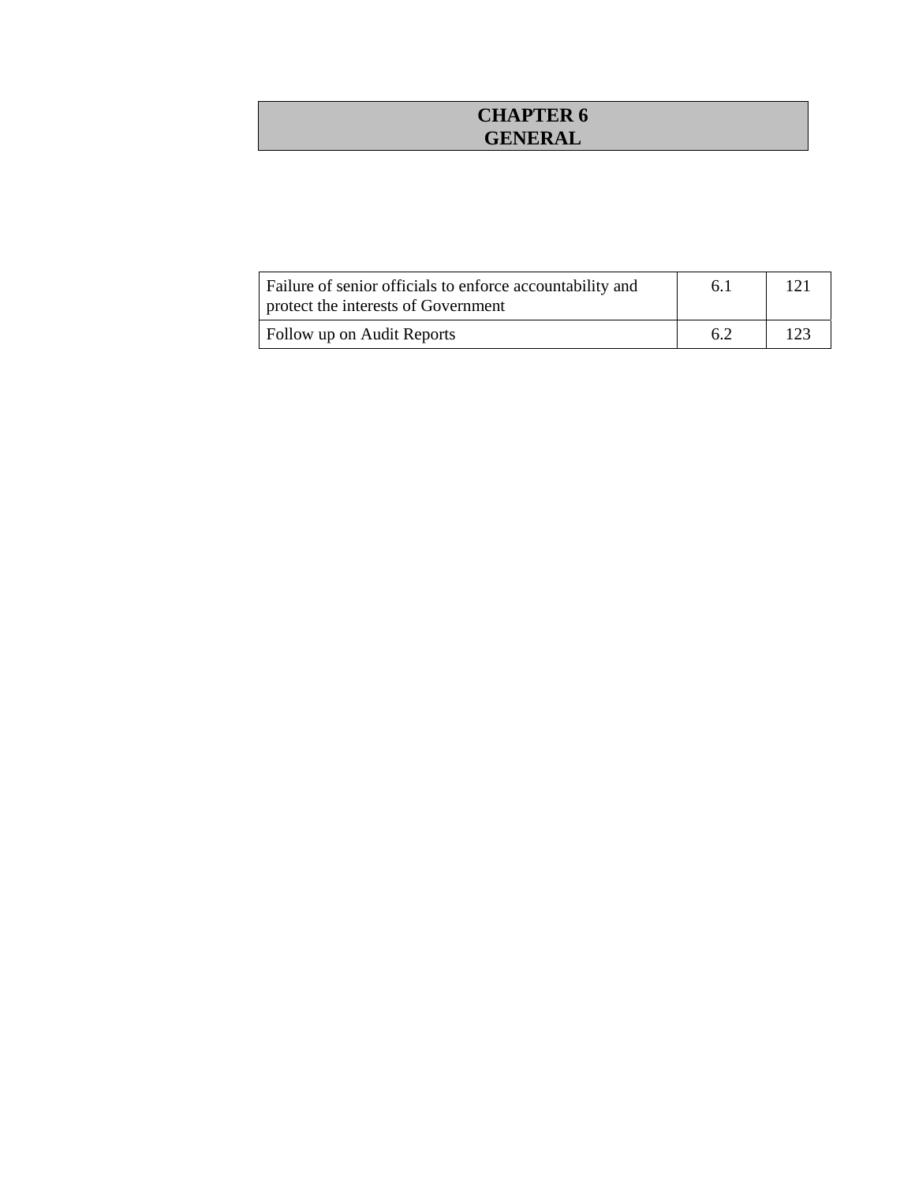# CHAPTER 6
# GENERAL

| Failure of senior officials to enforce accountability and protect the interests of Government | 6.1 | 121 |
|---|---|---|
| Follow up on Audit Reports | 6.2 | 123 |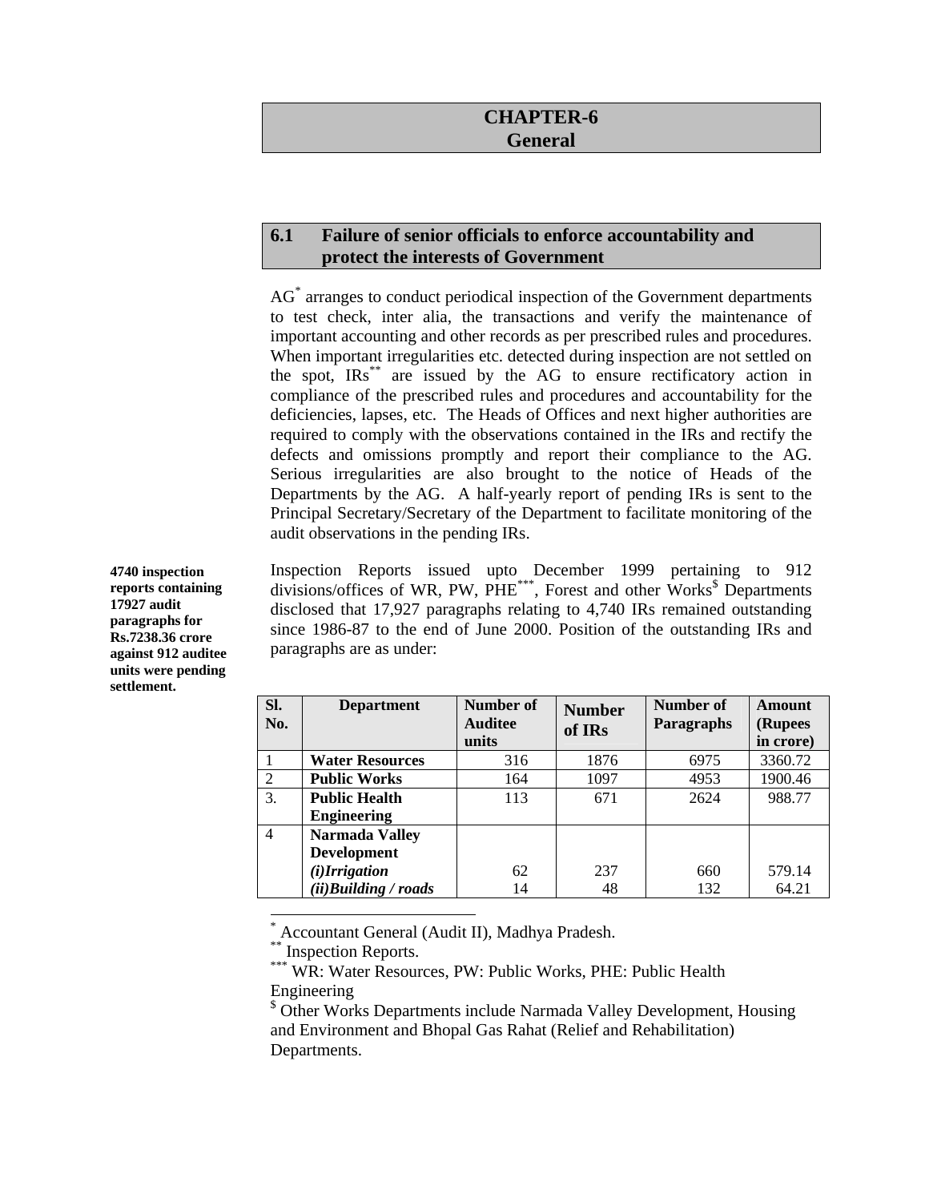# CHAPTER-6
# General

## 6.1 Failure of senior officials to enforce accountability and protect the interests of Government

AG[*] arranges to conduct periodical inspection of the Government departments to test check, inter alia, the transactions and verify the maintenance of important accounting and other records as per prescribed rules and procedures. When important irregularities etc. detected during inspection are not settled on the spot, IRs[**] are issued by the AG to ensure rectificatory action in compliance of the prescribed rules and procedures and accountability for the deficiencies, lapses, etc. The Heads of Offices and next higher authorities are required to comply with the observations contained in the IRs and rectify the defects and omissions promptly and report their compliance to the AG. Serious irregularities are also brought to the notice of Heads of the Departments by the AG. A half-yearly report of pending IRs is sent to the Principal Secretary/Secretary of the Department to facilitate monitoring of the audit observations in the pending IRs.

**4740 inspection reports containing 17927 audit paragraphs for Rs.7238.36 crore against 912 auditee units were pending settlement.**

Inspection Reports issued upto December 1999 pertaining to 912 divisions/offices of WR, PW, PHE[***], Forest and other Works[$] Departments disclosed that 17,927 paragraphs relating to 4,740 IRs remained outstanding since 1986-87 to the end of June 2000. Position of the outstanding IRs and paragraphs are as under:

| Sl. No. | Department | Number of Auditee units | Number of IRs | Number of Paragraphs | Amount (Rupees in crore) |
|---|---|---|---|---|---|
| 1 | **Water Resources** | 316 | 1876 | 6975 | 3360.72 |
| 2 | **Public Works** | 164 | 1097 | 4953 | 1900.46 |
| 3. | **Public Health Engineering** | 113 | 671 | 2624 | 988.77 |
| 4 | **Narmada Valley Development** | | | | |
| | ***(i)Irrigation*** | 62 | 237 | 660 | 579.14 |
| | ***(ii)Building / roads*** | 14 | 48 | 132 | 64.21 |

---

[*] Accountant General (Audit II), Madhya Pradesh.

[**] Inspection Reports.

[***] WR: Water Resources, PW: Public Works, PHE: Public Health Engineering

[$] Other Works Departments include Narmada Valley Development, Housing and Environment and Bhopal Gas Rahat (Relief and Rehabilitation) Departments.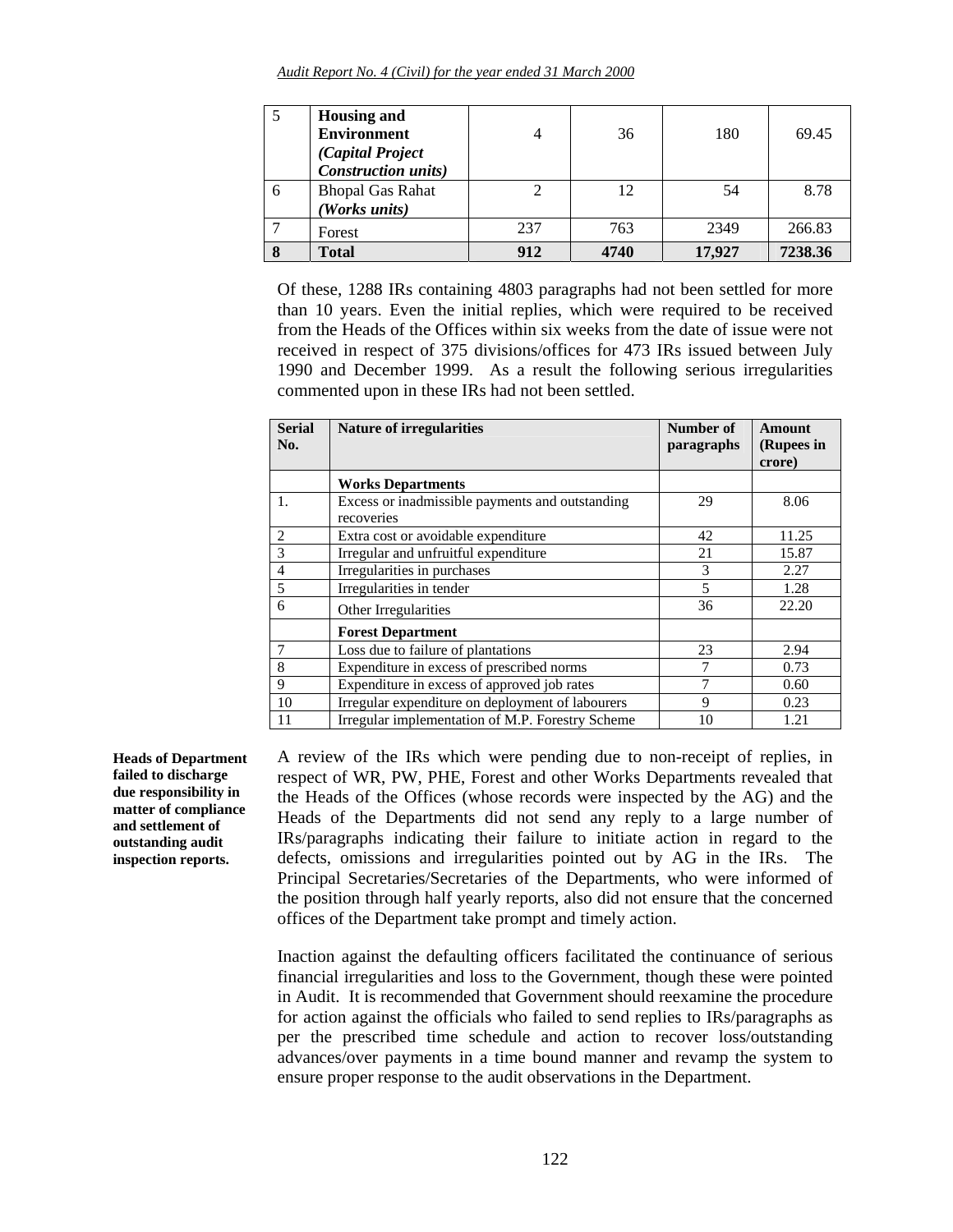| 5 | **Housing and Environment** ***(Capital Project Construction units)*** | 4 | 36 | 180 | 69.45 |
|---|---|---|---|---|---|
| 6 | Bhopal Gas Rahat ***(Works units)*** | 2 | 12 | 54 | 8.78 |
| 7 | Forest | 237 | 763 | 2349 | 266.83 |
| **8** | **Total** | **912** | **4740** | **17,927** | **7238.36** |

Of these, 1288 IRs containing 4803 paragraphs had not been settled for more than 10 years. Even the initial replies, which were required to be received from the Heads of the Offices within six weeks from the date of issue were not received in respect of 375 divisions/offices for 473 IRs issued between July 1990 and December 1999. As a result the following serious irregularities commented upon in these IRs had not been settled.

| Serial No. | Nature of irregularities | Number of paragraphs | Amount (Rupees in crore) |
|---|---|---|---|
| | **Works Departments** | | |
| 1. | Excess or inadmissible payments and outstanding recoveries | 29 | 8.06 |
| 2 | Extra cost or avoidable expenditure | 42 | 11.25 |
| 3 | Irregular and unfruitful expenditure | 21 | 15.87 |
| 4 | Irregularities in purchases | 3 | 2.27 |
| 5 | Irregularities in tender | 5 | 1.28 |
| 6 | Other Irregularities | 36 | 22.20 |
| | **Forest Department** | | |
| 7 | Loss due to failure of plantations | 23 | 2.94 |
| 8 | Expenditure in excess of prescribed norms | 7 | 0.73 |
| 9 | Expenditure in excess of approved job rates | 7 | 0.60 |
| 10 | Irregular expenditure on deployment of labourers | 9 | 0.23 |
| 11 | Irregular implementation of M.P. Forestry Scheme | 10 | 1.21 |

**Heads of Department failed to discharge due responsibility in matter of compliance and settlement of outstanding audit inspection reports.**

A review of the IRs which were pending due to non-receipt of replies, in respect of WR, PW, PHE, Forest and other Works Departments revealed that the Heads of the Offices (whose records were inspected by the AG) and the Heads of the Departments did not send any reply to a large number of IRs/paragraphs indicating their failure to initiate action in regard to the defects, omissions and irregularities pointed out by AG in the IRs. The Principal Secretaries/Secretaries of the Departments, who were informed of the position through half yearly reports, also did not ensure that the concerned offices of the Department take prompt and timely action.

Inaction against the defaulting officers facilitated the continuance of serious financial irregularities and loss to the Government, though these were pointed in Audit. It is recommended that Government should reexamine the procedure for action against the officials who failed to send replies to IRs/paragraphs as per the prescribed time schedule and action to recover loss/outstanding advances/over payments in a time bound manner and revamp the system to ensure proper response to the audit observations in the Department.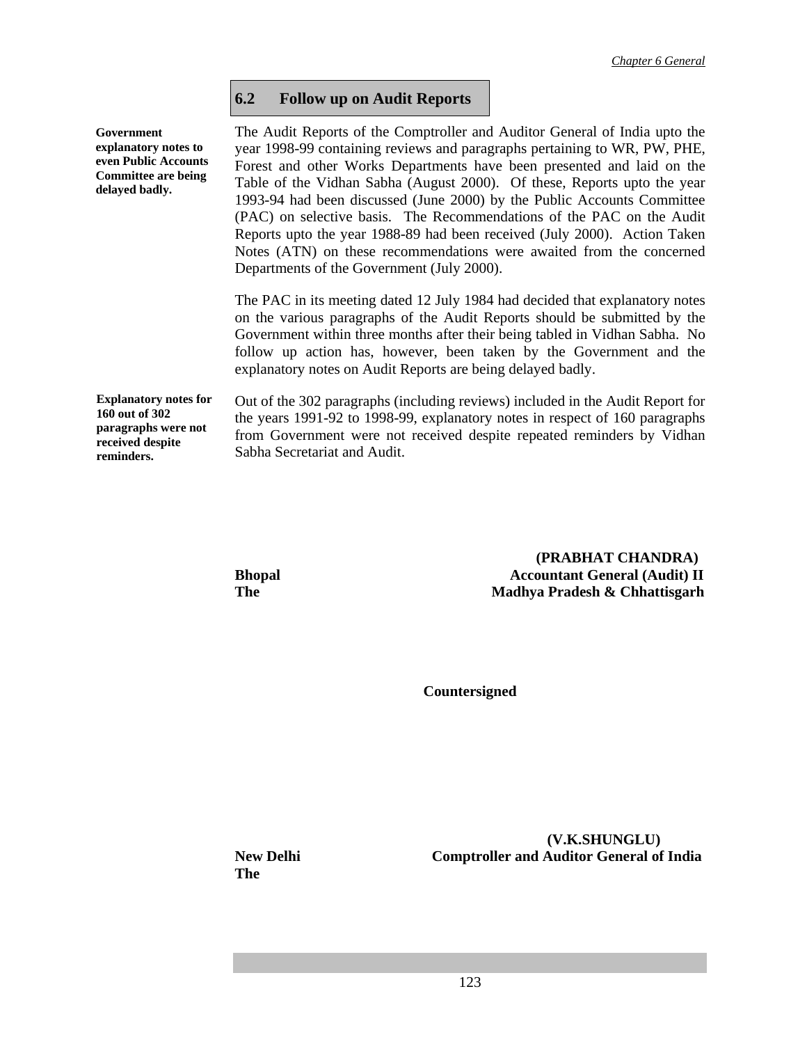## 6.2 Follow up on Audit Reports

**Government explanatory notes to even Public Accounts Committee are being delayed badly.**

The Audit Reports of the Comptroller and Auditor General of India upto the year 1998-99 containing reviews and paragraphs pertaining to WR, PW, PHE, Forest and other Works Departments have been presented and laid on the Table of the Vidhan Sabha (August 2000). Of these, Reports upto the year 1993-94 had been discussed (June 2000) by the Public Accounts Committee (PAC) on selective basis. The Recommendations of the PAC on the Audit Reports upto the year 1988-89 had been received (July 2000). Action Taken Notes (ATN) on these recommendations were awaited from the concerned Departments of the Government (July 2000).

The PAC in its meeting dated 12 July 1984 had decided that explanatory notes on the various paragraphs of the Audit Reports should be submitted by the Government within three months after their being tabled in Vidhan Sabha. No follow up action has, however, been taken by the Government and the explanatory notes on Audit Reports are being delayed badly.

**Explanatory notes for 160 out of 302 paragraphs were not received despite reminders.**

Out of the 302 paragraphs (including reviews) included in the Audit Report for the years 1991-92 to 1998-99, explanatory notes in respect of 160 paragraphs from Government were not received despite repeated reminders by Vidhan Sabha Secretariat and Audit.

**(PRABHAT CHANDRA)**
**Accountant General (Audit) II**
**Madhya Pradesh & Chhattisgarh**

**Bhopal**
**The**

**Countersigned**

**(V.K.SHUNGLU)**
**Comptroller and Auditor General of India**

**New Delhi**
**The**